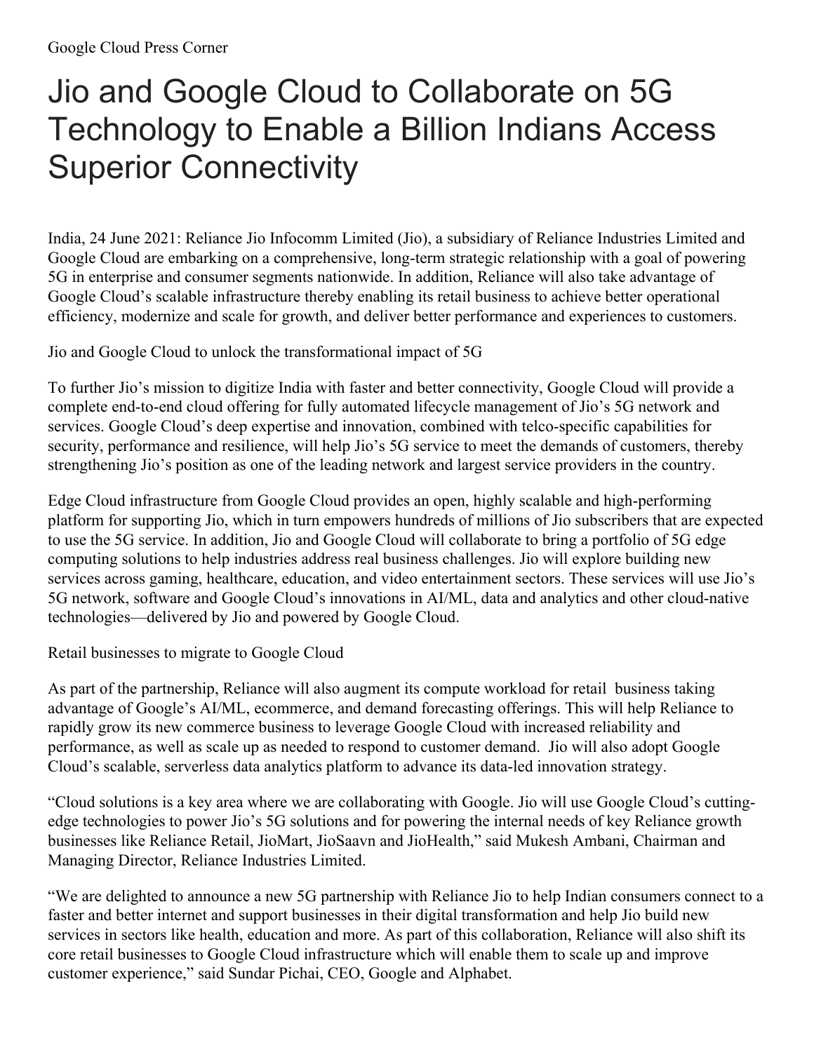Google Cloud Press Corner

# Jio and Google Cloud to Collaborate on 5G Technology to Enable a Billion Indians Access Superior Connectivity

India, 24 June 2021: Reliance Jio Infocomm Limited (Jio), a subsidiary of Reliance Industries Limited and Google Cloud are embarking on a comprehensive, long-term strategic relationship with a goal of powering 5G in enterprise and consumer segments nationwide. In addition, Reliance will also take advantage of Google Cloud's scalable infrastructure thereby enabling its retail business to achieve better operational efficiency, modernize and scale for growth, and deliver better performance and experiences to customers.

## Jio and Google Cloud to unlock the transformational impact of 5G

To further Jio's mission to digitize India with faster and better connectivity, Google Cloud will provide a complete end-to-end cloud offering for fully automated lifecycle management of Jio's 5G network and services. Google Cloud's deep expertise and innovation, combined with telco-specific capabilities for security, performance and resilience, will help Jio's 5G service to meet the demands of customers, thereby strengthening Jio's position as one of the leading network and largest service providers in the country.

Edge Cloud infrastructure from Google Cloud provides an open, highly scalable and high-performing platform for supporting Jio, which in turn empowers hundreds of millions of Jio subscribers that are expected to use the 5G service. In addition, Jio and Google Cloud will collaborate to bring a portfolio of 5G edge computing solutions to help industries address real business challenges. Jio will explore building new services across gaming, healthcare, education, and video entertainment sectors. These services will use Jio's 5G network, software and Google Cloud's innovations in AI/ML, data and analytics and other cloud-native technologies—delivered by Jio and powered by Google Cloud.

## Retail businesses to migrate to Google Cloud

As part of the partnership, Reliance will also augment its compute workload for retail business taking advantage of Google's AI/ML, ecommerce, and demand forecasting offerings. This will help Reliance to rapidly grow its new commerce business to leverage Google Cloud with increased reliability and performance, as well as scale up as needed to respond to customer demand. Jio will also adopt Google Cloud's scalable, serverless data analytics platform to advance its data-led innovation strategy.

"Cloud solutions is a key area where we are collaborating with Google. Jio will use Google Cloud's cutting-edge technologies to power Jio's 5G solutions and for powering the internal needs of key Reliance growth businesses like Reliance Retail, JioMart, JioSaavn and JioHealth," said Mukesh Ambani, Chairman and Managing Director, Reliance Industries Limited.

"We are delighted to announce a new 5G partnership with Reliance Jio to help Indian consumers connect to a faster and better internet and support businesses in their digital transformation and help Jio build new services in sectors like health, education and more. As part of this collaboration, Reliance will also shift its core retail businesses to Google Cloud infrastructure which will enable them to scale up and improve customer experience," said Sundar Pichai, CEO, Google and Alphabet.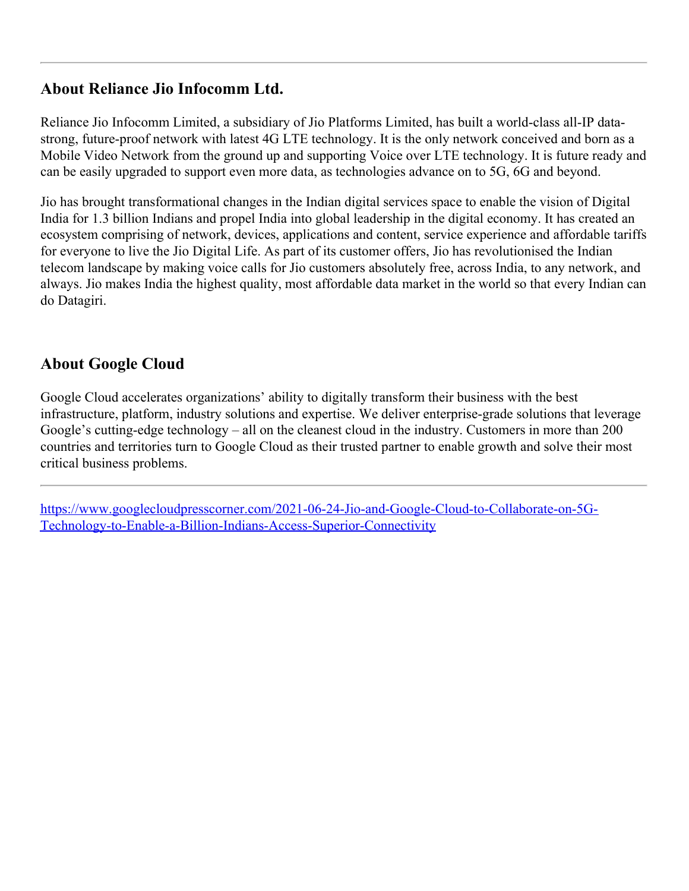---

## About Reliance Jio Infocomm Ltd.

Reliance Jio Infocomm Limited, a subsidiary of Jio Platforms Limited, has built a world-class all-IP data-strong, future-proof network with latest 4G LTE technology. It is the only network conceived and born as a Mobile Video Network from the ground up and supporting Voice over LTE technology. It is future ready and can be easily upgraded to support even more data, as technologies advance on to 5G, 6G and beyond.

Jio has brought transformational changes in the Indian digital services space to enable the vision of Digital India for 1.3 billion Indians and propel India into global leadership in the digital economy. It has created an ecosystem comprising of network, devices, applications and content, service experience and affordable tariffs for everyone to live the Jio Digital Life. As part of its customer offers, Jio has revolutionised the Indian telecom landscape by making voice calls for Jio customers absolutely free, across India, to any network, and always. Jio makes India the highest quality, most affordable data market in the world so that every Indian can do Datagiri.

## About Google Cloud

Google Cloud accelerates organizations' ability to digitally transform their business with the best infrastructure, platform, industry solutions and expertise. We deliver enterprise-grade solutions that leverage Google's cutting-edge technology – all on the cleanest cloud in the industry. Customers in more than 200 countries and territories turn to Google Cloud as their trusted partner to enable growth and solve their most critical business problems.

---

https://www.googlecloudpresscorner.com/2021-06-24-Jio-and-Google-Cloud-to-Collaborate-on-5G-Technology-to-Enable-a-Billion-Indians-Access-Superior-Connectivity